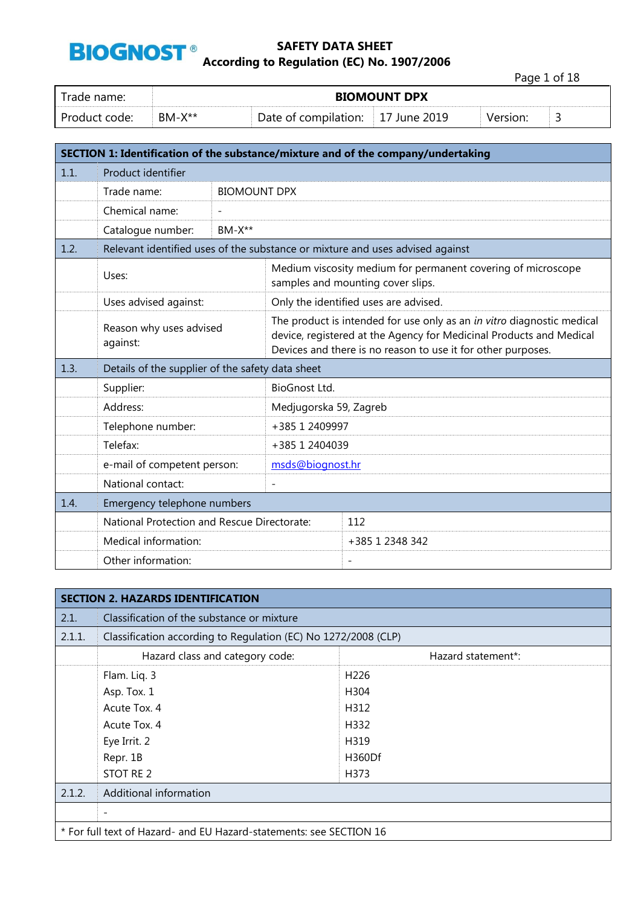**BIOGNOST®**

# SAFETY DATA SHEET
## According to Regulation (EC) No. 1907/2006

| Trade name: | BIOMOUNT DPX | | | | |
|---|---|---|---|---|---|
| Product code: | BM-X** | Date of compilation: | 17 June 2019 | Version: | 3 |

| **SECTION 1: Identification of the substance/mixture and of the company/undertaking** | | |
|---|---|---|
| 1.1. | Product identifier | |
| | Trade name: | BIOMOUNT DPX |
| | Chemical name: | - |
| | Catalogue number: | BM-X** |
| 1.2. | Relevant identified uses of the substance or mixture and uses advised against | |
| | Uses: | Medium viscosity medium for permanent covering of microscope samples and mounting cover slips. |
| | Uses advised against: | Only the identified uses are advised. |
| | Reason why uses advised against: | The product is intended for use only as an *in vitro* diagnostic medical device, registered at the Agency for Medicinal Products and Medical Devices and there is no reason to use it for other purposes. |
| 1.3. | Details of the supplier of the safety data sheet | |
| | Supplier: | BioGnost Ltd. |
| | Address: | Medjugorska 59, Zagreb |
| | Telephone number: | +385 1 2409997 |
| | Telefax: | +385 1 2404039 |
| | e-mail of competent person: | msds@biognost.hr |
| | National contact: | - |
| 1.4. | Emergency telephone numbers | |
| | National Protection and Rescue Directorate: | 112 |
| | Medical information: | +385 1 2348 342 |
| | Other information: | - |

| **SECTION 2. HAZARDS IDENTIFICATION** | | |
|---|---|---|
| 2.1. | Classification of the substance or mixture | |
| 2.1.1. | Classification according to Regulation (EC) No 1272/2008 (CLP) | |
| | Hazard class and category code: | Hazard statement*: |
| | Flam. Liq. 3 | H226 |
| | Asp. Tox. 1 | H304 |
| | Acute Tox. 4 | H312 |
| | Acute Tox. 4 | H332 |
| | Eye Irrit. 2 | H319 |
| | Repr. 1B | H360Df |
| | STOT RE 2 | H373 |
| 2.1.2. | Additional information | |
| | - | |

\* For full text of Hazard- and EU Hazard-statements: see SECTION 16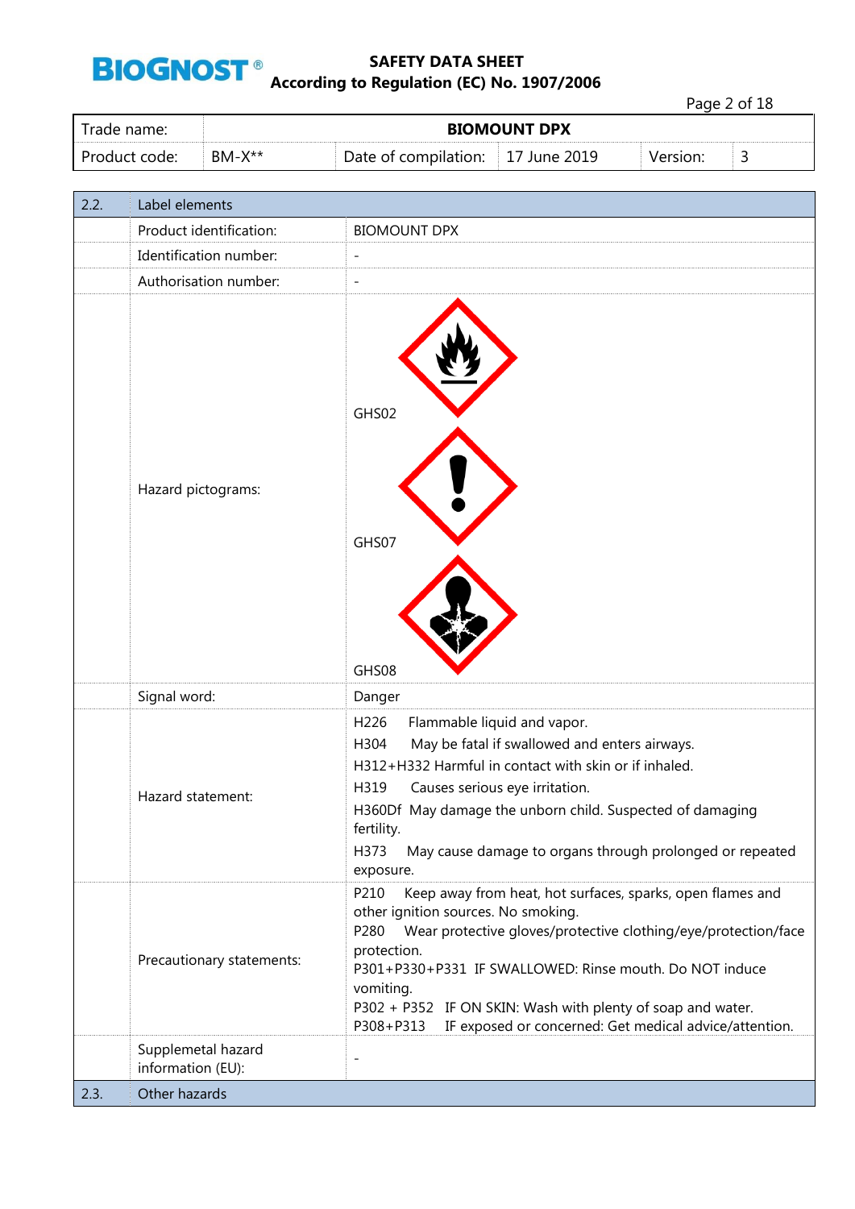| Trade name: | BIOMOUNT DPX | | | | |
|---|---|---|---|---|---|
| Product code: | BM-X** | Date of compilation: | 17 June 2019 | Version: | 3 |

| 2.2. | Label elements | |
|---|---|---|
| | Product identification: | BIOMOUNT DPX |
| | Identification number: | - |
| | Authorisation number: | - |
| | Hazard pictograms: | GHS02<br>GHS07<br>GHS08 |
| | Signal word: | Danger |
| | Hazard statement: | H226 Flammable liquid and vapor.<br>H304 May be fatal if swallowed and enters airways.<br>H312+H332 Harmful in contact with skin or if inhaled.<br>H319 Causes serious eye irritation.<br>H360Df May damage the unborn child. Suspected of damaging fertility.<br>H373 May cause damage to organs through prolonged or repeated exposure. |
| | Precautionary statements: | P210 Keep away from heat, hot surfaces, sparks, open flames and other ignition sources. No smoking.<br>P280 Wear protective gloves/protective clothing/eye/protection/face protection.<br>P301+P330+P331 IF SWALLOWED: Rinse mouth. Do NOT induce vomiting.<br>P302 + P352 IF ON SKIN: Wash with plenty of soap and water.<br>P308+P313 IF exposed or concerned: Get medical advice/attention. |
| | Supplemetal hazard information (EU): | - |
| 2.3. | Other hazards | |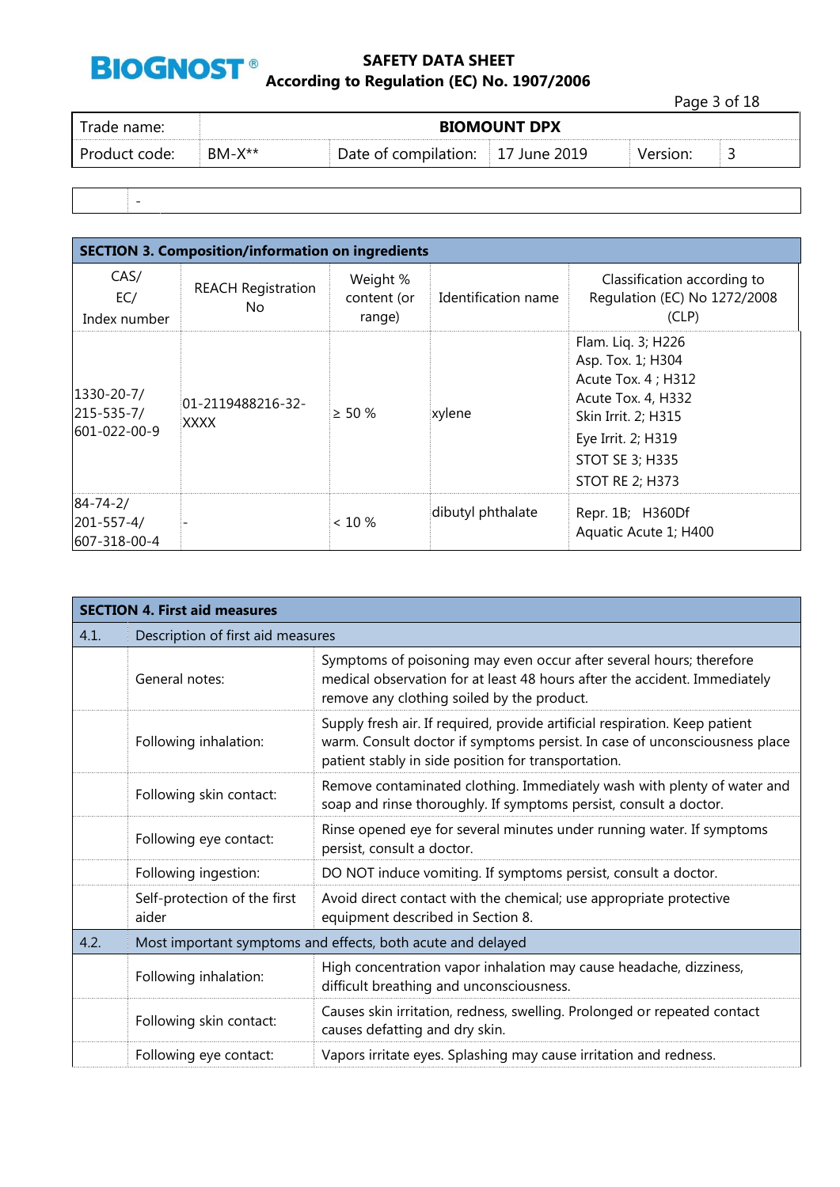| | - |
|---|---|

| SECTION 3. Composition/information on ingredients | | | | |
|---|---|---|---|---|
| CAS/ EC/ Index number | REACH Registration No | Weight % content (or range) | Identification name | Classification according to Regulation (EC) No 1272/2008 (CLP) |
| 1330-20-7/ 215-535-7/ 601-022-00-9 | 01-2119488216-32-XXXX | ≥ 50 % | xylene | Flam. Liq. 3; H226<br>Asp. Tox. 1; H304<br>Acute Tox. 4 ; H312<br>Acute Tox. 4, H332<br>Skin Irrit. 2; H315<br>Eye Irrit. 2; H319<br>STOT SE 3; H335<br>STOT RE 2; H373 |
| 84-74-2/ 201-557-4/ 607-318-00-4 | - | < 10 % | dibutyl phthalate | Repr. 1B; H360Df<br>Aquatic Acute 1; H400 |

| SECTION 4. First aid measures | | |
|---|---|---|
| 4.1. | Description of first aid measures | |
| | General notes: | Symptoms of poisoning may even occur after several hours; therefore medical observation for at least 48 hours after the accident. Immediately remove any clothing soiled by the product. |
| | Following inhalation: | Supply fresh air. If required, provide artificial respiration. Keep patient warm. Consult doctor if symptoms persist. In case of unconsciousness place patient stably in side position for transportation. |
| | Following skin contact: | Remove contaminated clothing. Immediately wash with plenty of water and soap and rinse thoroughly. If symptoms persist, consult a doctor. |
| | Following eye contact: | Rinse opened eye for several minutes under running water. If symptoms persist, consult a doctor. |
| | Following ingestion: | DO NOT induce vomiting. If symptoms persist, consult a doctor. |
| | Self-protection of the first aider | Avoid direct contact with the chemical; use appropriate protective equipment described in Section 8. |
| 4.2. | Most important symptoms and effects, both acute and delayed | |
| | Following inhalation: | High concentration vapor inhalation may cause headache, dizziness, difficult breathing and unconsciousness. |
| | Following skin contact: | Causes skin irritation, redness, swelling. Prolonged or repeated contact causes defatting and dry skin. |
| | Following eye contact: | Vapors irritate eyes. Splashing may cause irritation and redness. |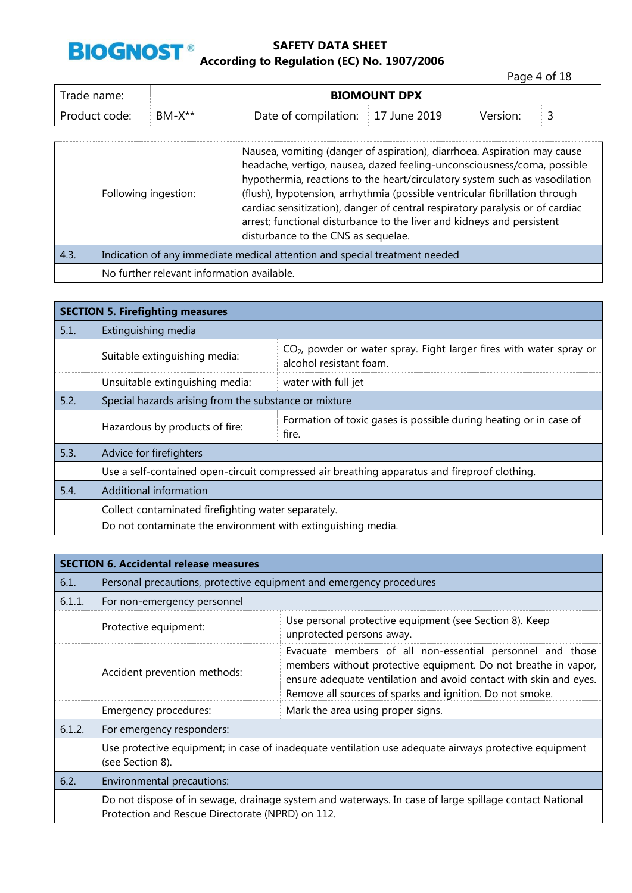| | | |
|---|---|---|
| | Following ingestion: | Nausea, vomiting (danger of aspiration), diarrhoea. Aspiration may cause headache, vertigo, nausea, dazed feeling-unconsciousness/coma, possible hypothermia, reactions to the heart/circulatory system such as vasodilation (flush), hypotension, arrhythmia (possible ventricular fibrillation through cardiac sensitization), danger of central respiratory paralysis or of cardiac arrest; functional disturbance to the liver and kidneys and persistent disturbance to the CNS as sequelae. |
| 4.3. | Indication of any immediate medical attention and special treatment needed | |
| | No further relevant information available. | |

## SECTION 5. Firefighting measures

| | | |
|---|---|---|
| 5.1. | Extinguishing media | |
| | Suitable extinguishing media: | $CO_2$, powder or water spray. Fight larger fires with water spray or alcohol resistant foam. |
| | Unsuitable extinguishing media: | water with full jet |
| 5.2. | Special hazards arising from the substance or mixture | |
| | Hazardous by products of fire: | Formation of toxic gases is possible during heating or in case of fire. |
| 5.3. | Advice for firefighters | |
| | Use a self-contained open-circuit compressed air breathing apparatus and fireproof clothing. | |
| 5.4. | Additional information | |
| | Collect contaminated firefighting water separately.<br>Do not contaminate the environment with extinguishing media. | |

## SECTION 6. Accidental release measures

| | | |
|---|---|---|
| 6.1. | Personal precautions, protective equipment and emergency procedures | |
| 6.1.1. | For non-emergency personnel | |
| | Protective equipment: | Use personal protective equipment (see Section 8). Keep unprotected persons away. |
| | Accident prevention methods: | Evacuate members of all non-essential personnel and those members without protective equipment. Do not breathe in vapor, ensure adequate ventilation and avoid contact with skin and eyes. Remove all sources of sparks and ignition. Do not smoke. |
| | Emergency procedures: | Mark the area using proper signs. |
| 6.1.2. | For emergency responders: | |
| | Use protective equipment; in case of inadequate ventilation use adequate airways protective equipment (see Section 8). | |
| 6.2. | Environmental precautions: | |
| | Do not dispose of in sewage, drainage system and waterways. In case of large spillage contact National Protection and Rescue Directorate (NPRD) on 112. | |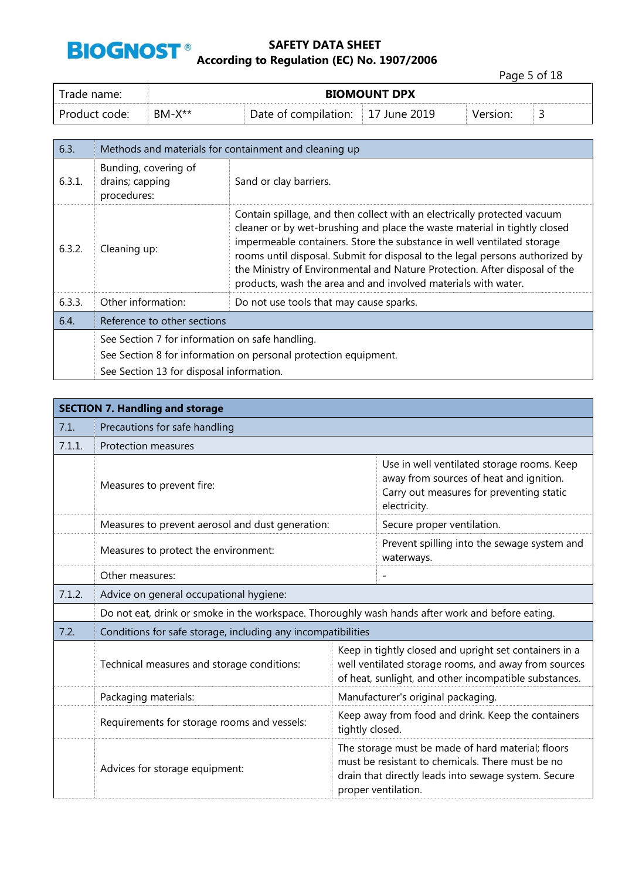| 6.3. | Methods and materials for containment and cleaning up |
|---|---|
| 6.3.1. | Bunding, covering of drains; capping procedures: | Sand or clay barriers. |
| 6.3.2. | Cleaning up: | Contain spillage, and then collect with an electrically protected vacuum cleaner or by wet-brushing and place the waste material in tightly closed impermeable containers. Store the substance in well ventilated storage rooms until disposal. Submit for disposal to the legal persons authorized by the Ministry of Environmental and Nature Protection. After disposal of the products, wash the area and and involved materials with water. |
| 6.3.3. | Other information: | Do not use tools that may cause sparks. |
| 6.4. | Reference to other sections | |
| | See Section 7 for information on safe handling.<br>See Section 8 for information on personal protection equipment.<br>See Section 13 for disposal information. | |

## SECTION 7. Handling and storage

| 7.1. | Precautions for safe handling | |
|---|---|---|
| 7.1.1. | Protection measures | |
| | Measures to prevent fire: | Use in well ventilated storage rooms. Keep away from sources of heat and ignition. Carry out measures for preventing static electricity. |
| | Measures to prevent aerosol and dust generation: | Secure proper ventilation. |
| | Measures to protect the environment: | Prevent spilling into the sewage system and waterways. |
| | Other measures: | - |
| 7.1.2. | Advice on general occupational hygiene: | |
| | Do not eat, drink or smoke in the workspace. Thoroughly wash hands after work and before eating. | |
| 7.2. | Conditions for safe storage, including any incompatibilities | |
| | Technical measures and storage conditions: | Keep in tightly closed and upright set containers in a well ventilated storage rooms, and away from sources of heat, sunlight, and other incompatible substances. |
| | Packaging materials: | Manufacturer's original packaging. |
| | Requirements for storage rooms and vessels: | Keep away from food and drink. Keep the containers tightly closed. |
| | Advices for storage equipment: | The storage must be made of hard material; floors must be resistant to chemicals. There must be no drain that directly leads into sewage system. Secure proper ventilation. |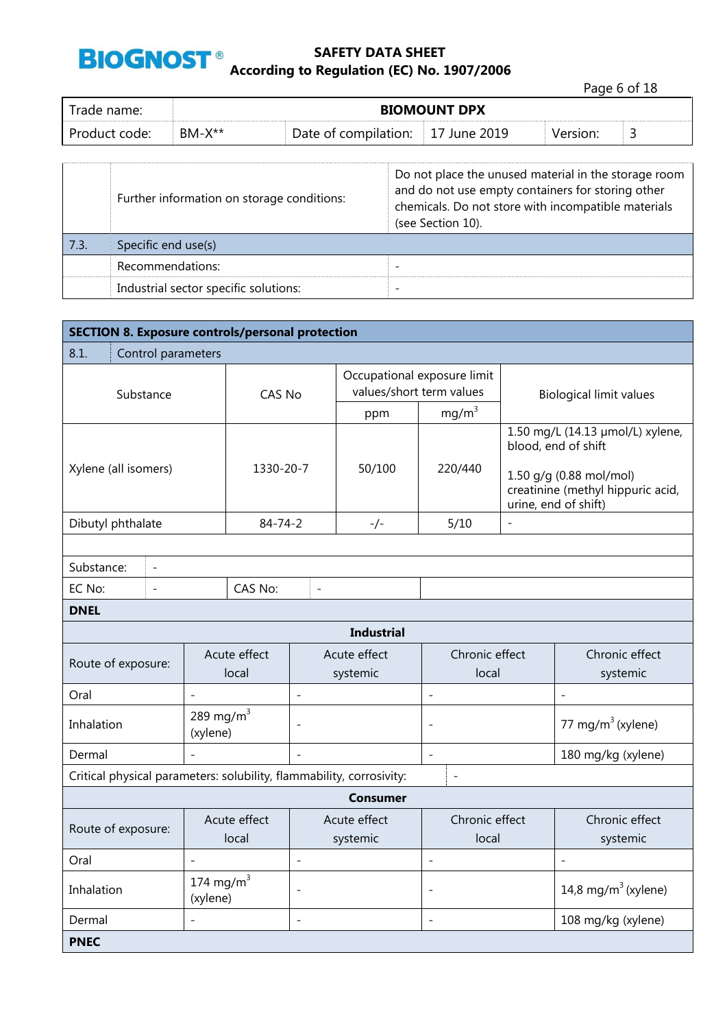| Trade name: | BIOMOUNT DPX | | | | |
|---|---|---|---|---|---|
| Product code: | BM-X** | Date of compilation: | 17 June 2019 | Version: | 3 |

| | | |
|---|---|---|
| | Further information on storage conditions: | Do not place the unused material in the storage room and do not use empty containers for storing other chemicals. Do not store with incompatible materials (see Section 10). |
| 7.3. | Specific end use(s) | |
| | Recommendations: | - |
| | Industrial sector specific solutions: | - |

## SECTION 8. Exposure controls/personal protection

### 8.1. Control parameters

| Substance | CAS No | Occupational exposure limit values/short term values | | Biological limit values |
|---|---|---|---|---|
| | | ppm | mg/m$^3$ | |
| Xylene (all isomers) | 1330-20-7 | 50/100 | 220/440 | 1.50 mg/L (14.13 µmol/L) xylene, blood, end of shift<br><br>1.50 g/g (0.88 mol/mol) creatinine (methyl hippuric acid, urine, end of shift) |
| Dibutyl phthalate | 84-74-2 | -/- | 5/10 | - |

| Substance: | - | | |
|---|---|---|---|
| EC No: | - | CAS No: | - |

**DNEL**

**Industrial**

| Route of exposure: | Acute effect local | Acute effect systemic | Chronic effect local | Chronic effect systemic |
|---|---|---|---|---|
| Oral | - | - | - | - |
| Inhalation | 289 mg/m$^3$ (xylene) | - | - | 77 mg/m$^3$ (xylene) |
| Dermal | - | - | - | 180 mg/kg (xylene) |

Critical physical parameters: solubility, flammability, corrosivity: -

**Consumer**

| Route of exposure: | Acute effect local | Acute effect systemic | Chronic effect local | Chronic effect systemic |
|---|---|---|---|---|
| Oral | - | - | - | - |
| Inhalation | 174 mg/m$^3$ (xylene) | - | - | 14,8 mg/m$^3$ (xylene) |
| Dermal | - | - | - | 108 mg/kg (xylene) |

**PNEC**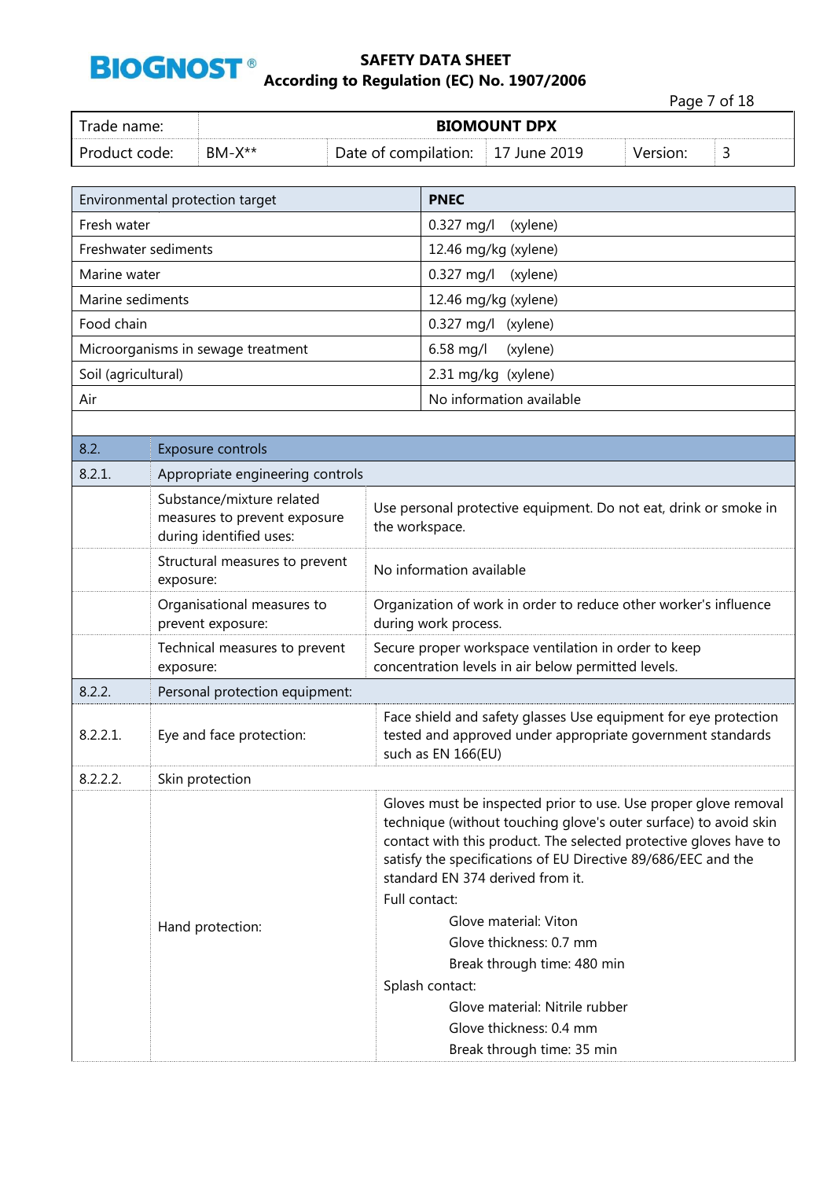| Environmental protection target | PNEC |
|---|---|
| Fresh water | 0.327 mg/l (xylene) |
| Freshwater sediments | 12.46 mg/kg (xylene) |
| Marine water | 0.327 mg/l (xylene) |
| Marine sediments | 12.46 mg/kg (xylene) |
| Food chain | 0.327 mg/l (xylene) |
| Microorganisms in sewage treatment | 6.58 mg/l (xylene) |
| Soil (agricultural) | 2.31 mg/kg (xylene) |
| Air | No information available |

| 8.2. | Exposure controls | |
|---|---|---|
| 8.2.1. | Appropriate engineering controls | |
| | Substance/mixture related measures to prevent exposure during identified uses: | Use personal protective equipment. Do not eat, drink or smoke in the workspace. |
| | Structural measures to prevent exposure: | No information available |
| | Organisational measures to prevent exposure: | Organization of work in order to reduce other worker's influence during work process. |
| | Technical measures to prevent exposure: | Secure proper workspace ventilation in order to keep concentration levels in air below permitted levels. |
| 8.2.2. | Personal protection equipment: | |
| 8.2.2.1. | Eye and face protection: | Face shield and safety glasses Use equipment for eye protection tested and approved under appropriate government standards such as EN 166(EU) |
| 8.2.2.2. | Skin protection | |
| | Hand protection: | Gloves must be inspected prior to use. Use proper glove removal technique (without touching glove's outer surface) to avoid skin contact with this product. The selected protective gloves have to satisfy the specifications of EU Directive 89/686/EEC and the standard EN 374 derived from it.<br>Full contact:<br>Glove material: Viton<br>Glove thickness: 0.7 mm<br>Break through time: 480 min<br>Splash contact:<br>Glove material: Nitrile rubber<br>Glove thickness: 0.4 mm<br>Break through time: 35 min |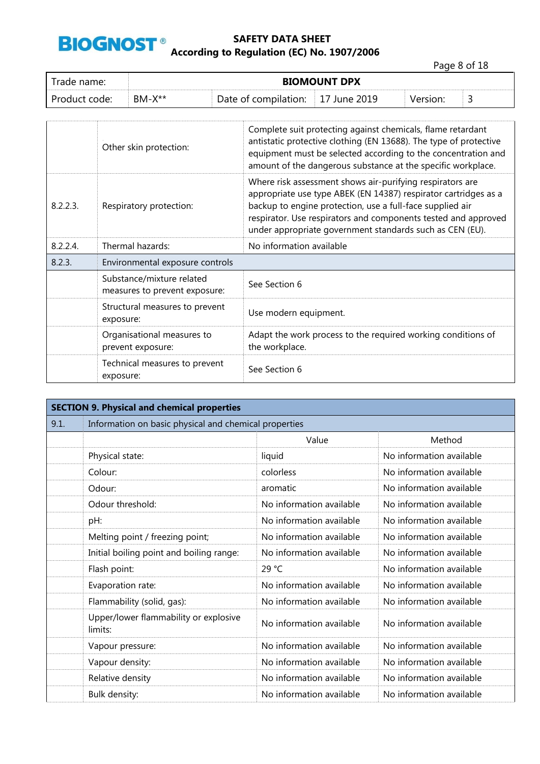| | | |
|---|---|---|
| | Other skin protection: | Complete suit protecting against chemicals, flame retardant antistatic protective clothing (EN 13688). The type of protective equipment must be selected according to the concentration and amount of the dangerous substance at the specific workplace. |
| 8.2.2.3. | Respiratory protection: | Where risk assessment shows air-purifying respirators are appropriate use type ABEK (EN 14387) respirator cartridges as a backup to engine protection, use a full-face supplied air respirator. Use respirators and components tested and approved under appropriate government standards such as CEN (EU). |
| 8.2.2.4. | Thermal hazards: | No information available |
| 8.2.3. | Environmental exposure controls | |
| | Substance/mixture related measures to prevent exposure: | See Section 6 |
| | Structural measures to prevent exposure: | Use modern equipment. |
| | Organisational measures to prevent exposure: | Adapt the work process to the required working conditions of the workplace. |
| | Technical measures to prevent exposure: | See Section 6 |

## SECTION 9. Physical and chemical properties

| 9.1. | Information on basic physical and chemical properties | | |
|---|---|---|---|
| | | Value | Method |
| | Physical state: | liquid | No information available |
| | Colour: | colorless | No information available |
| | Odour: | aromatic | No information available |
| | Odour threshold: | No information available | No information available |
| | pH: | No information available | No information available |
| | Melting point / freezing point; | No information available | No information available |
| | Initial boiling point and boiling range: | No information available | No information available |
| | Flash point: | 29 °C | No information available |
| | Evaporation rate: | No information available | No information available |
| | Flammability (solid, gas): | No information available | No information available |
| | Upper/lower flammability or explosive limits: | No information available | No information available |
| | Vapour pressure: | No information available | No information available |
| | Vapour density: | No information available | No information available |
| | Relative density | No information available | No information available |
| | Bulk density: | No information available | No information available |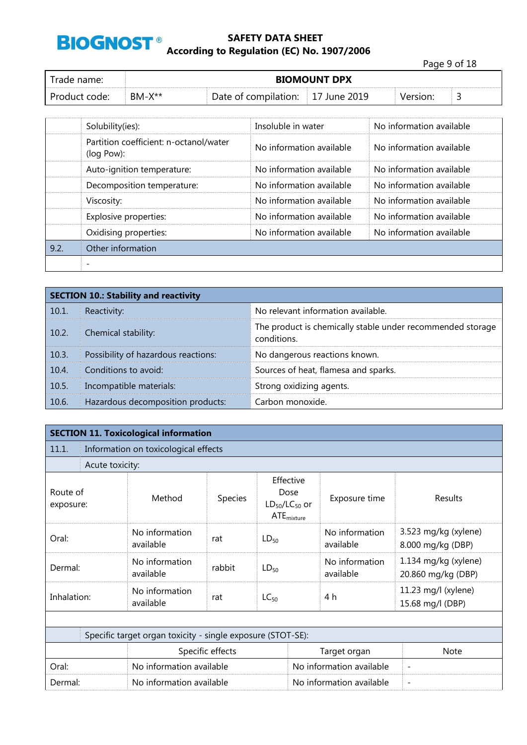| | | | |
|---|---|---|---|
| | Solubility(ies): | Insoluble in water | No information available |
| | Partition coefficient: n-octanol/water (log Pow): | No information available | No information available |
| | Auto-ignition temperature: | No information available | No information available |
| | Decomposition temperature: | No information available | No information available |
| | Viscosity: | No information available | No information available |
| | Explosive properties: | No information available | No information available |
| | Oxidising properties: | No information available | No information available |
| 9.2. | Other information | | |
| | - | | |

## SECTION 10.: Stability and reactivity

| | | |
|---|---|---|
| 10.1. | Reactivity: | No relevant information available. |
| 10.2. | Chemical stability: | The product is chemically stable under recommended storage conditions. |
| 10.3. | Possibility of hazardous reactions: | No dangerous reactions known. |
| 10.4. | Conditions to avoid: | Sources of heat, flamesa and sparks. |
| 10.5. | Incompatible materials: | Strong oxidizing agents. |
| 10.6. | Hazardous decomposition products: | Carbon monoxide. |

## SECTION 11. Toxicological information

11.1. Information on toxicological effects

Acute toxicity:

| Route of exposure: | Method | Species | Effective Dose $LD_{50}$/$LC_{50}$ or $ATE_{mixture}$ | Exposure time | Results |
|---|---|---|---|---|---|
| Oral: | No information available | rat | $LD_{50}$ | No information available | 3.523 mg/kg (xylene) 8.000 mg/kg (DBP) |
| Dermal: | No information available | rabbit | $LD_{50}$ | No information available | 1.134 mg/kg (xylene) 20.860 mg/kg (DBP) |
| Inhalation: | No information available | rat | $LC_{50}$ | 4 h | 11.23 mg/l (xylene) 15.68 mg/l (DBP) |

Specific target organ toxicity - single exposure (STOT-SE):

| | Specific effects | Target organ | Note |
|---|---|---|---|
| Oral: | No information available | No information available | - |
| Dermal: | No information available | No information available | - |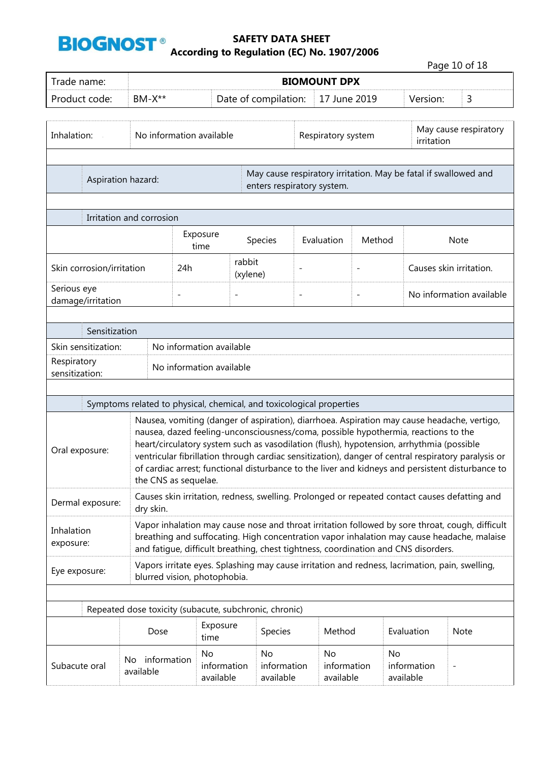| Inhalation: | No information available | Respiratory system | May cause respiratory irritation |
|---|---|---|---|

| Aspiration hazard: | May cause respiratory irritation. May be fatal if swallowed and enters respiratory system. |
|---|---|

**Irritation and corrosion**

| | Exposure time | Species | Evaluation | Method | Note |
|---|---|---|---|---|---|
| Skin corrosion/irritation | 24h | rabbit (xylene) | - | - | Causes skin irritation. |
| Serious eye damage/irritation | - | - | - | - | No information available |

**Sensitization**

| Skin sensitization: | No information available |
|---|---|
| Respiratory sensitization: | No information available |

**Symptoms related to physical, chemical, and toxicological properties**

| Oral exposure: | Nausea, vomiting (danger of aspiration), diarrhoea. Aspiration may cause headache, vertigo, nausea, dazed feeling-unconsciousness/coma, possible hypothermia, reactions to the heart/circulatory system such as vasodilation (flush), hypotension, arrhythmia (possible ventricular fibrillation through cardiac sensitization), danger of central respiratory paralysis or of cardiac arrest; functional disturbance to the liver and kidneys and persistent disturbance to the CNS as sequelae. |
|---|---|
| Dermal exposure: | Causes skin irritation, redness, swelling. Prolonged or repeated contact causes defatting and dry skin. |
| Inhalation exposure: | Vapor inhalation may cause nose and throat irritation followed by sore throat, cough, difficult breathing and suffocating. High concentration vapor inhalation may cause headache, malaise and fatigue, difficult breathing, chest tightness, coordination and CNS disorders. |
| Eye exposure: | Vapors irritate eyes. Splashing may cause irritation and redness, lacrimation, pain, swelling, blurred vision, photophobia. |

**Repeated dose toxicity (subacute, subchronic, chronic)**

| | Dose | Exposure time | Species | Method | Evaluation | Note |
|---|---|---|---|---|---|---|
| Subacute oral | No information available | No information available | No information available | No information available | No information available | - |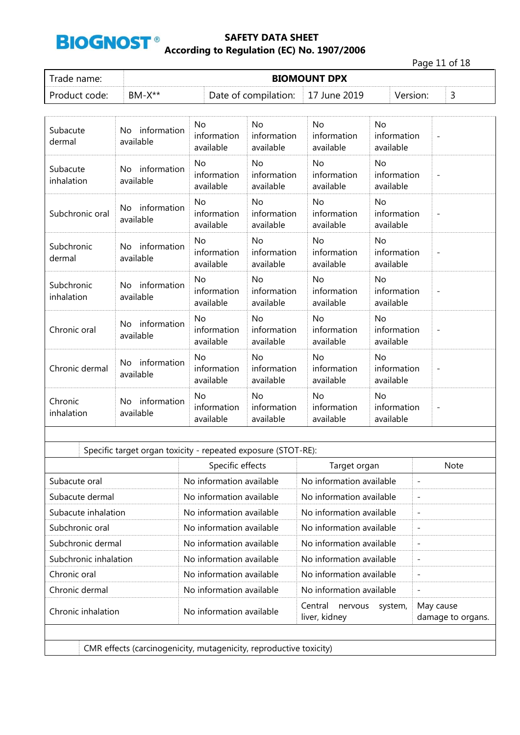| | | | | | | |
|---|---|---|---|---|---|---|
| Subacute dermal | No information available | No information available | No information available | No information available | No information available | - |
| Subacute inhalation | No information available | No information available | No information available | No information available | No information available | - |
| Subchronic oral | No information available | No information available | No information available | No information available | No information available | - |
| Subchronic dermal | No information available | No information available | No information available | No information available | No information available | - |
| Subchronic inhalation | No information available | No information available | No information available | No information available | No information available | - |
| Chronic oral | No information available | No information available | No information available | No information available | No information available | - |
| Chronic dermal | No information available | No information available | No information available | No information available | No information available | - |
| Chronic inhalation | No information available | No information available | No information available | No information available | No information available | - |

Specific target organ toxicity - repeated exposure (STOT-RE):

| | Specific effects | Target organ | Note |
|---|---|---|---|
| Subacute oral | No information available | No information available | - |
| Subacute dermal | No information available | No information available | - |
| Subacute inhalation | No information available | No information available | - |
| Subchronic oral | No information available | No information available | - |
| Subchronic dermal | No information available | No information available | - |
| Subchronic inhalation | No information available | No information available | - |
| Chronic oral | No information available | No information available | - |
| Chronic dermal | No information available | No information available | - |
| Chronic inhalation | No information available | Central nervous system, liver, kidney | May cause damage to organs. |

CMR effects (carcinogenicity, mutagenicity, reproductive toxicity)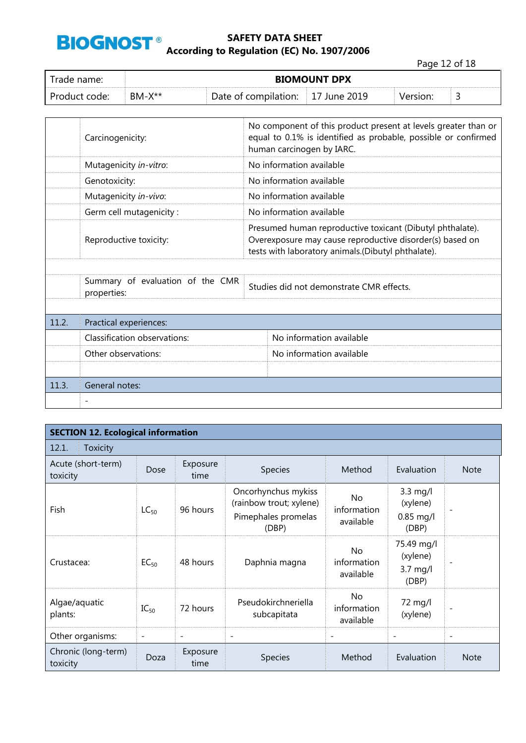| | | |
|---|---|---|
| | Carcinogenicity: | No component of this product present at levels greater than or equal to 0.1% is identified as probable, possible or confirmed human carcinogen by IARC. |
| | Mutagenicity *in-vitro*: | No information available |
| | Genotoxicity: | No information available |
| | Mutagenicity *in-vivo*: | No information available |
| | Germ cell mutagenicity : | No information available |
| | Reproductive toxicity: | Presumed human reproductive toxicant (Dibutyl phthalate). Overexposure may cause reproductive disorder(s) based on tests with laboratory animals.(Dibutyl phthalate). |
| | | |
| | Summary of evaluation of the CMR properties: | Studies did not demonstrate CMR effects. |
| | | |
| 11.2. | Practical experiences: | |
| | Classification observations: | No information available |
| | Other observations: | No information available |
| | | |
| 11.3. | General notes: | |
| | - | |

## SECTION 12. Ecological information

### 12.1. Toxicity

| Acute (short-term) toxicity | Dose | Exposure time | Species | Method | Evaluation | Note |
|---|---|---|---|---|---|---|
| Fish | $LC_{50}$ | 96 hours | Oncorhynchus mykiss (rainbow trout; xylene) Pimephales promelas (DBP) | No information available | 3.3 mg/l (xylene) 0.85 mg/l (DBP) | - |
| Crustacea: | $EC_{50}$ | 48 hours | Daphnia magna | No information available | 75.49 mg/l (xylene) 3.7 mg/l (DBP) | - |
| Algae/aquatic plants: | $IC_{50}$ | 72 hours | Pseudokirchneriella subcapitata | No information available | 72 mg/l (xylene) | - |
| Other organisms: | - | - | - | - | - | - |
| Chronic (long-term) toxicity | Doza | Exposure time | Species | Method | Evaluation | Note |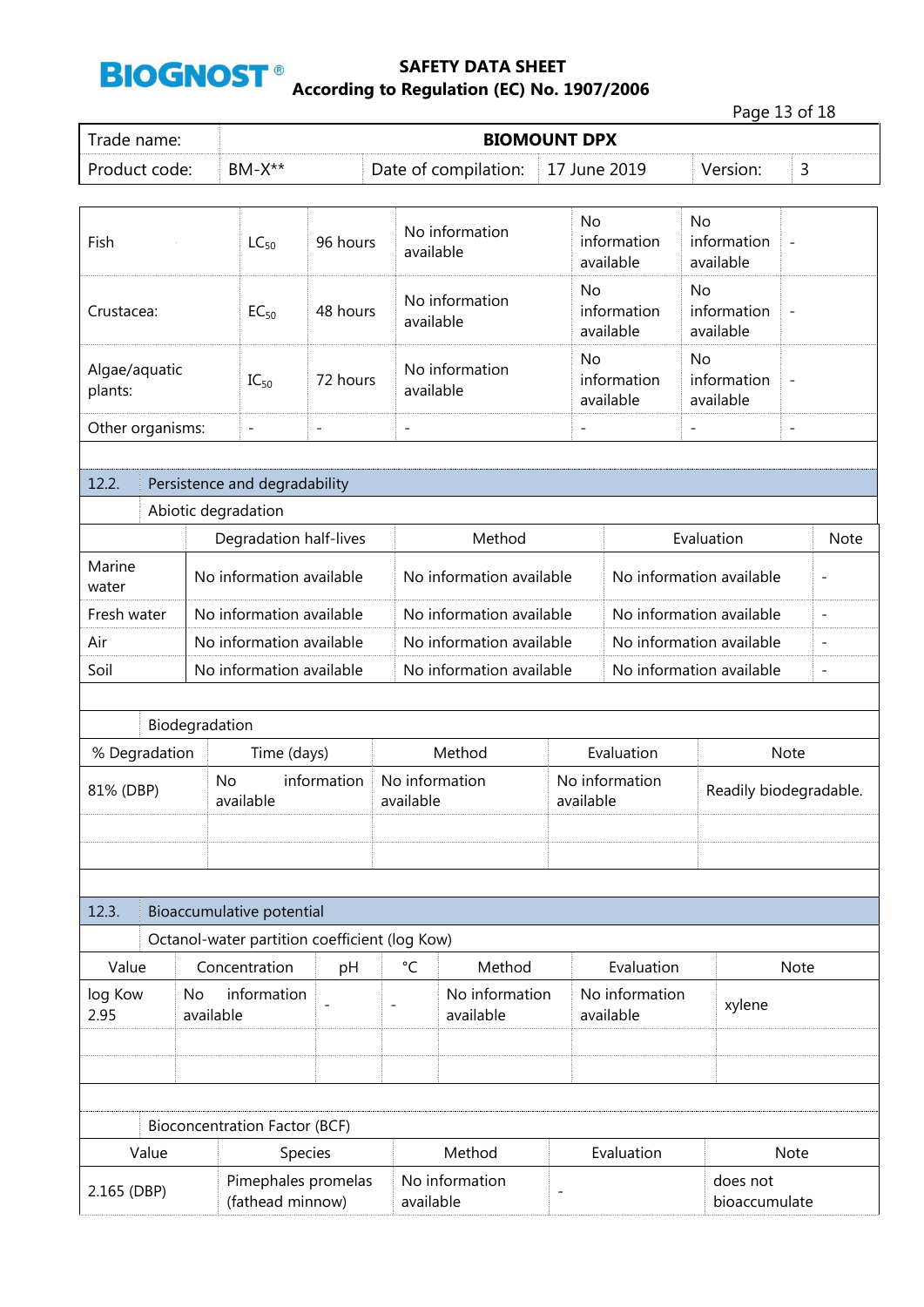| | | | | | | |
|---|---|---|---|---|---|---|
| Fish | $LC_{50}$ | 96 hours | No information available | No information available | No information available | - |
| Crustacea: | $EC_{50}$ | 48 hours | No information available | No information available | No information available | - |
| Algae/aquatic plants: | $IC_{50}$ | 72 hours | No information available | No information available | No information available | - |
| Other organisms: | - | - | - | - | - | - |

## 12.2. Persistence and degradability

### Abiotic degradation

| | Degradation half-lives | Method | Evaluation | Note |
|---|---|---|---|---|
| Marine water | No information available | No information available | No information available | - |
| Fresh water | No information available | No information available | No information available | - |
| Air | No information available | No information available | No information available | - |
| Soil | No information available | No information available | No information available | - |

### Biodegradation

| % Degradation | Time (days) | Method | Evaluation | Note |
|---|---|---|---|---|
| 81% (DBP) | No information available | No information available | No information available | Readily biodegradable. |
| | | | | |
| | | | | |

## 12.3. Bioaccumulative potential

### Octanol-water partition coefficient (log Kow)

| Value | Concentration | pH | °C | Method | Evaluation | Note |
|---|---|---|---|---|---|---|
| log Kow 2.95 | No information available | - | - | No information available | No information available | xylene |
| | | | | | | |
| | | | | | | |

### Bioconcentration Factor (BCF)

| Value | Species | Method | Evaluation | Note |
|---|---|---|---|---|
| 2.165 (DBP) | Pimephales promelas (fathead minnow) | No information available | - | does not bioaccumulate |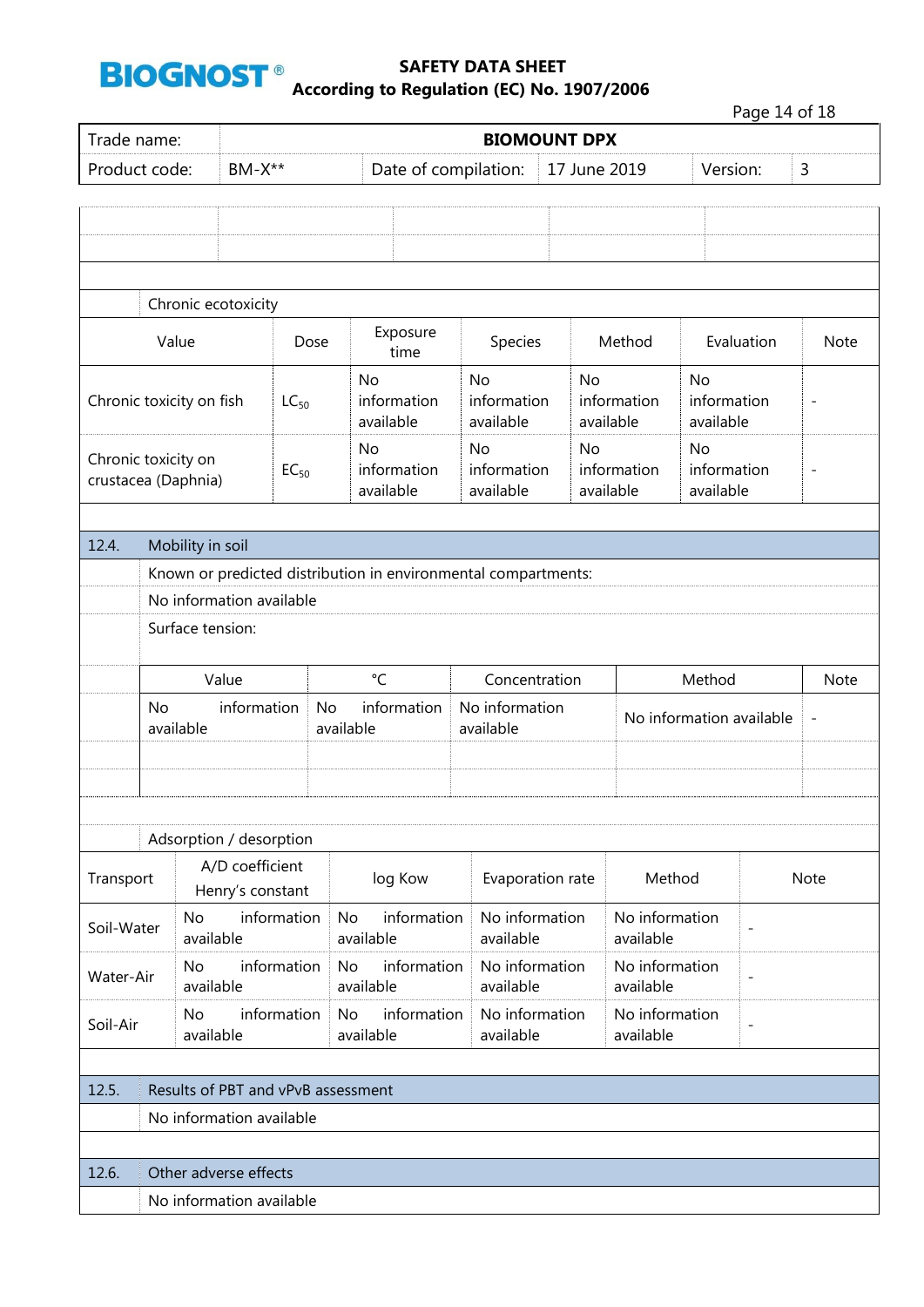Chronic ecotoxicity

| Value | Dose | Exposure time | Species | Method | Evaluation | Note |
|---|---|---|---|---|---|---|
| Chronic toxicity on fish | $LC_{50}$ | No information available | No information available | No information available | No information available | - |
| Chronic toxicity on crustacea (Daphnia) | $EC_{50}$ | No information available | No information available | No information available | No information available | - |

## 12.4. Mobility in soil

Known or predicted distribution in environmental compartments:

No information available

Surface tension:

| Value | °C | Concentration | Method | Note |
|---|---|---|---|---|
| No information available | No information available | No information available | No information available | - |

Adsorption / desorption

| Transport | A/D coefficient Henry's constant | log Kow | Evaporation rate | Method | Note |
|---|---|---|---|---|---|
| Soil-Water | No information available | No information available | No information available | No information available | - |
| Water-Air | No information available | No information available | No information available | No information available | - |
| Soil-Air | No information available | No information available | No information available | No information available | - |

## 12.5. Results of PBT and vPvB assessment

No information available

## 12.6. Other adverse effects

No information available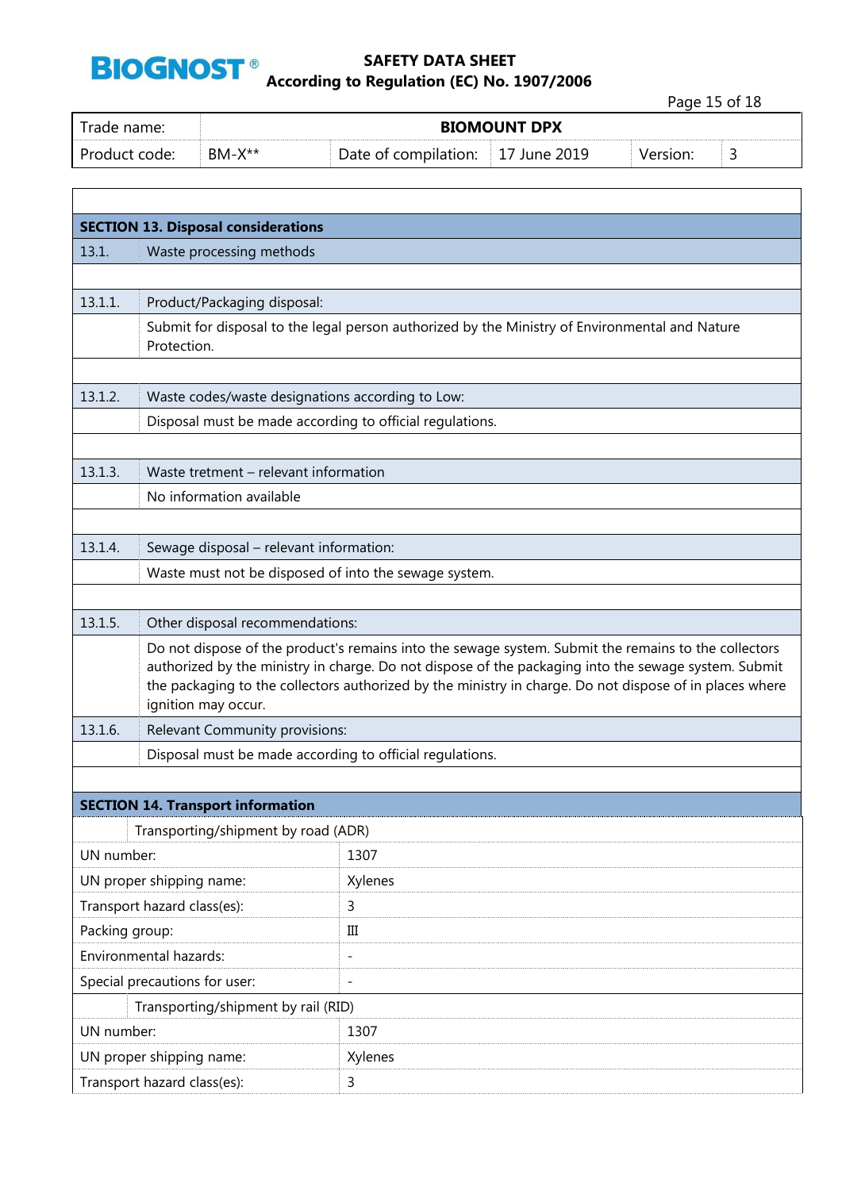| Trade name: | BIOMOUNT DPX | | | | |
|---|---|---|---|---|---|
| Product code: | BM-X** | Date of compilation: | 17 June 2019 | Version: | 3 |

## SECTION 13. Disposal considerations

| | |
|---|---|
| 13.1. | Waste processing methods |
| 13.1.1. | Product/Packaging disposal: |
| | Submit for disposal to the legal person authorized by the Ministry of Environmental and Nature Protection. |
| 13.1.2. | Waste codes/waste designations according to Low: |
| | Disposal must be made according to official regulations. |
| 13.1.3. | Waste tretment – relevant information |
| | No information available |
| 13.1.4. | Sewage disposal – relevant information: |
| | Waste must not be disposed of into the sewage system. |
| 13.1.5. | Other disposal recommendations: |
| | Do not dispose of the product's remains into the sewage system. Submit the remains to the collectors authorized by the ministry in charge. Do not dispose of the packaging into the sewage system. Submit the packaging to the collectors authorized by the ministry in charge. Do not dispose of in places where ignition may occur. |
| 13.1.6. | Relevant Community provisions: |
| | Disposal must be made according to official regulations. |

## SECTION 14. Transport information

| Transporting/shipment by road (ADR) | |
|---|---|
| UN number: | 1307 |
| UN proper shipping name: | Xylenes |
| Transport hazard class(es): | 3 |
| Packing group: | III |
| Environmental hazards: | - |
| Special precautions for user: | - |
| **Transporting/shipment by rail (RID)** | |
| UN number: | 1307 |
| UN proper shipping name: | Xylenes |
| Transport hazard class(es): | 3 |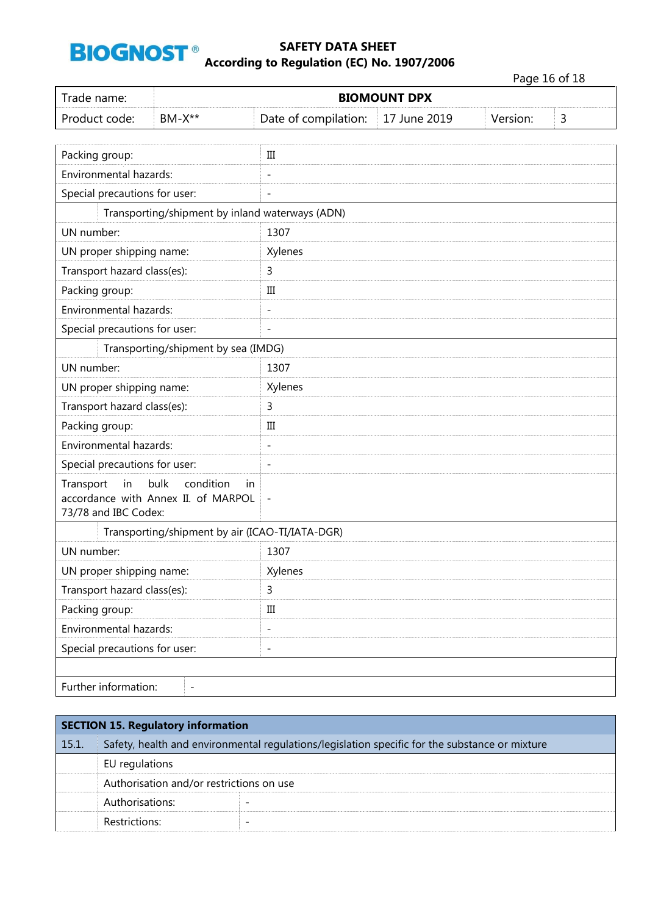| Trade name: | BIOMOUNT DPX | | | | |
|---|---|---|---|---|---|
| Product code: | BM-X** | Date of compilation: | 17 June 2019 | Version: | 3 |

| | |
|---|---|
| Packing group: | III |
| Environmental hazards: | - |
| Special precautions for user: | - |
| **Transporting/shipment by inland waterways (ADN)** | |
| UN number: | 1307 |
| UN proper shipping name: | Xylenes |
| Transport hazard class(es): | 3 |
| Packing group: | III |
| Environmental hazards: | - |
| Special precautions for user: | - |
| **Transporting/shipment by sea (IMDG)** | |
| UN number: | 1307 |
| UN proper shipping name: | Xylenes |
| Transport hazard class(es): | 3 |
| Packing group: | III |
| Environmental hazards: | - |
| Special precautions for user: | - |
| Transport in bulk condition in accordance with Annex II. of MARPOL 73/78 and IBC Codex: | - |
| **Transporting/shipment by air (ICAO-TI/IATA-DGR)** | |
| UN number: | 1307 |
| UN proper shipping name: | Xylenes |
| Transport hazard class(es): | 3 |
| Packing group: | III |
| Environmental hazards: | - |
| Special precautions for user: | - |

| | |
|---|---|
| Further information: | - |

## SECTION 15. Regulatory information

| | | |
|---|---|---|
| 15.1. | Safety, health and environmental regulations/legislation specific for the substance or mixture | |
| | EU regulations | |
| | Authorisation and/or restrictions on use | |
| | Authorisations: | - |
| | Restrictions: | - |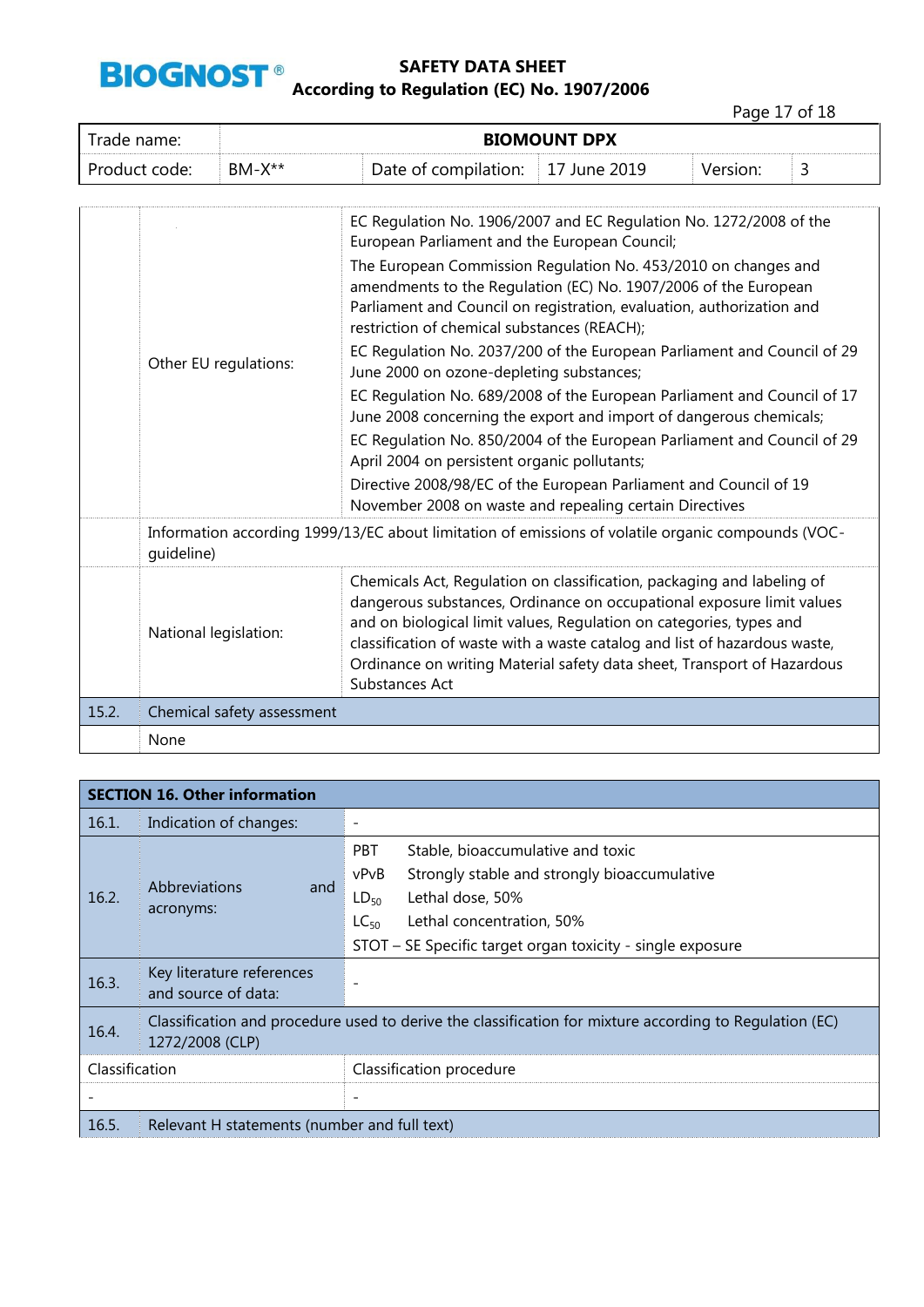| Trade name: | BIOMOUNT DPX | | | | |
|---|---|---|---|---|---|
| Product code: | BM-X** | Date of compilation: | 17 June 2019 | Version: | 3 |

| | | |
|---|---|---|
| | Other EU regulations: | EC Regulation No. 1906/2007 and EC Regulation No. 1272/2008 of the European Parliament and the European Council;<br>The European Commission Regulation No. 453/2010 on changes and amendments to the Regulation (EC) No. 1907/2006 of the European Parliament and Council on registration, evaluation, authorization and restriction of chemical substances (REACH);<br>EC Regulation No. 2037/200 of the European Parliament and Council of 29 June 2000 on ozone-depleting substances;<br>EC Regulation No. 689/2008 of the European Parliament and Council of 17 June 2008 concerning the export and import of dangerous chemicals;<br>EC Regulation No. 850/2004 of the European Parliament and Council of 29 April 2004 on persistent organic pollutants;<br>Directive 2008/98/EC of the European Parliament and Council of 19 November 2008 on waste and repealing certain Directives |
| | Information according 1999/13/EC about limitation of emissions of volatile organic compounds (VOC-guideline) | |
| | National legislation: | Chemicals Act, Regulation on classification, packaging and labeling of dangerous substances, Ordinance on occupational exposure limit values and on biological limit values, Regulation on categories, types and classification of waste with a waste catalog and list of hazardous waste, Ordinance on writing Material safety data sheet, Transport of Hazardous Substances Act |
| 15.2. | Chemical safety assessment | |
| | None | |

## SECTION 16. Other information

| | | |
|---|---|---|
| 16.1. | Indication of changes: | - |
| 16.2. | Abbreviations and acronyms: | PBT Stable, bioaccumulative and toxic<br>vPvB Strongly stable and strongly bioaccumulative<br>$LD_{50}$ Lethal dose, 50%<br>$LC_{50}$ Lethal concentration, 50%<br>STOT – SE Specific target organ toxicity - single exposure |
| 16.3. | Key literature references and source of data: | - |
| 16.4. | Classification and procedure used to derive the classification for mixture according to Regulation (EC) 1272/2008 (CLP) | |
| Classification | | Classification procedure |
| - | | - |
| 16.5. | Relevant H statements (number and full text) | |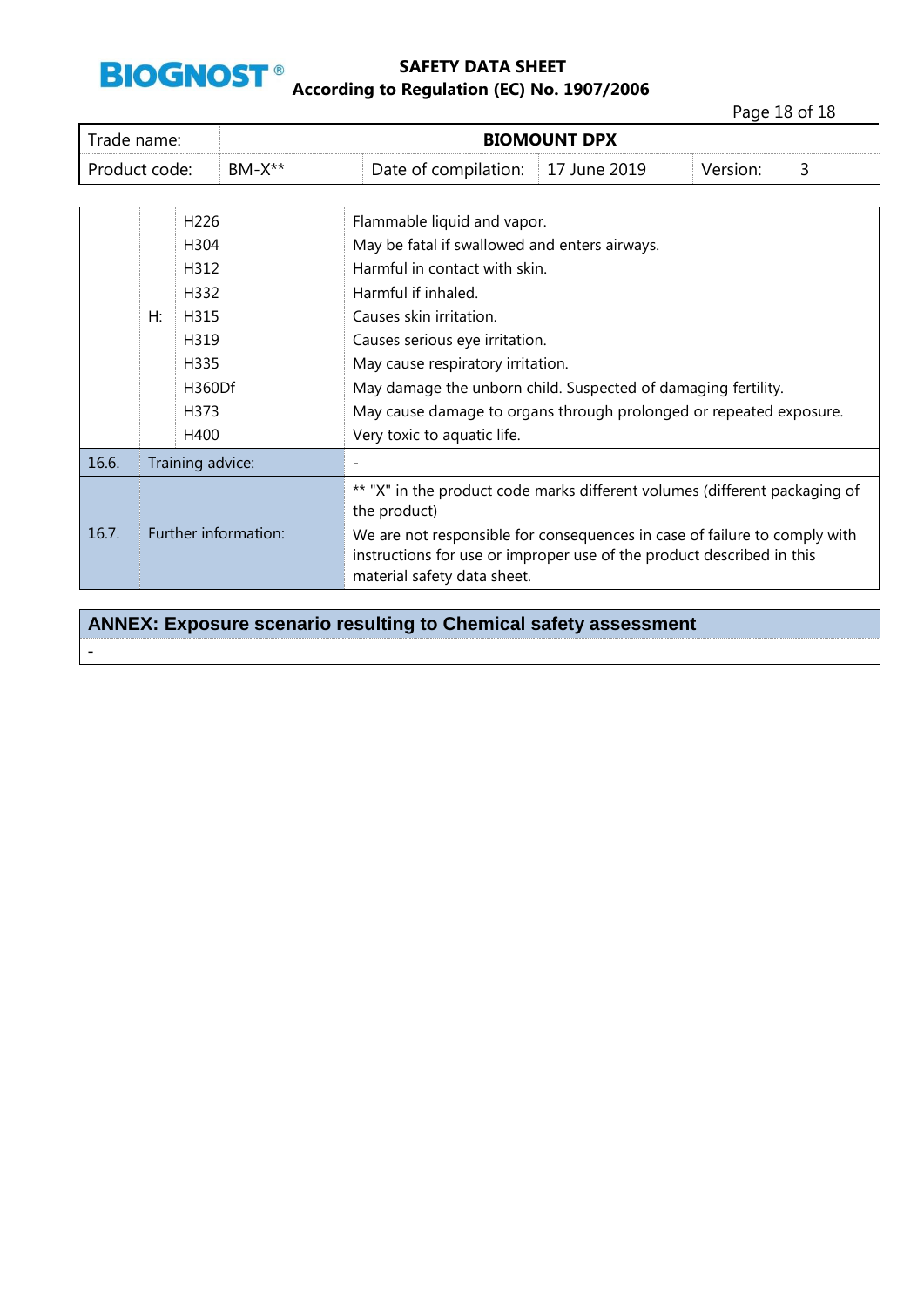| | | | |
|---|---|---|---|
| | H: | H226 | Flammable liquid and vapor. |
| | | H304 | May be fatal if swallowed and enters airways. |
| | | H312 | Harmful in contact with skin. |
| | | H332 | Harmful if inhaled. |
| | | H315 | Causes skin irritation. |
| | | H319 | Causes serious eye irritation. |
| | | H335 | May cause respiratory irritation. |
| | | H360Df | May damage the unborn child. Suspected of damaging fertility. |
| | | H373 | May cause damage to organs through prolonged or repeated exposure. |
| | | H400 | Very toxic to aquatic life. |
| 16.6. | Training advice: | | - |
| 16.7. | Further information: | | ** "X" in the product code marks different volumes (different packaging of the product)<br>We are not responsible for consequences in case of failure to comply with instructions for use or improper use of the product described in this material safety data sheet. |

## ANNEX: Exposure scenario resulting to Chemical safety assessment

-